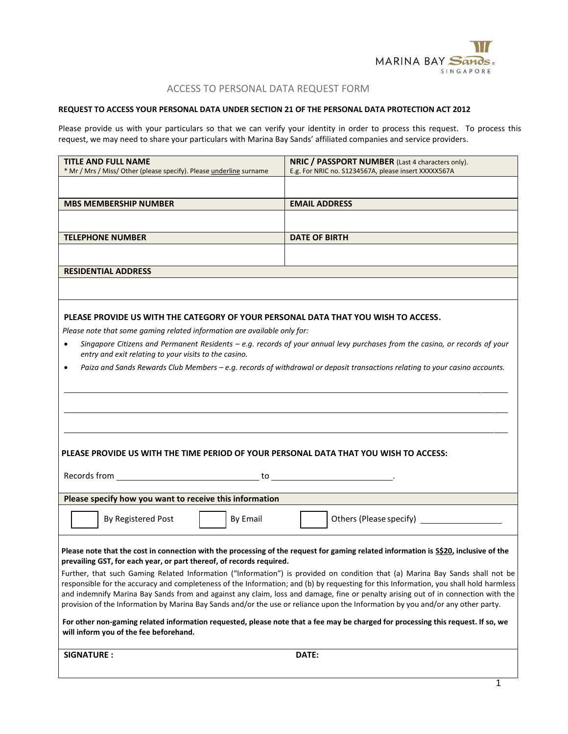MARINA BAY Sands® SINGAPORE

# ACCESS TO PERSONAL DATA REQUEST FORM

**REQUEST TO ACCESS YOUR PERSONAL DATA UNDER SECTION 21 OF THE PERSONAL DATA PROTECTION ACT 2012**

Please provide us with your particulars so that we can verify your identity in order to process this request. To process this request, we may need to share your particulars with Marina Bay Sands' affiliated companies and service providers.

| **TITLE AND FULL NAME**<br>* Mr / Mrs / Miss/ Other (please specify). Please underline surname | **NRIC / PASSPORT NUMBER** (Last 4 characters only).<br>E.g. For NRIC no. S1234567A, please insert XXXXX567A |
|---|---|
| | |
| **MBS MEMBERSHIP NUMBER** | **EMAIL ADDRESS** |
| | |
| **TELEPHONE NUMBER** | **DATE OF BIRTH** |
| | |
| **RESIDENTIAL ADDRESS** | |
| | |

**PLEASE PROVIDE US WITH THE CATEGORY OF YOUR PERSONAL DATA THAT YOU WISH TO ACCESS.**

*Please note that some gaming related information are available only for:*

- *Singapore Citizens and Permanent Residents – e.g. records of your annual levy purchases from the casino, or records of your entry and exit relating to your visits to the casino.*
- *Paiza and Sands Rewards Club Members – e.g. records of withdrawal or deposit transactions relating to your casino accounts.*

______________________________________________________________________

______________________________________________________________________

______________________________________________________________________

**PLEASE PROVIDE US WITH THE TIME PERIOD OF YOUR PERSONAL DATA THAT YOU WISH TO ACCESS:**

Records from ______________________ to ______________________.

**Please specify how you want to receive this information**

☐ By Registered Post ☐ By Email ☐ Others (Please specify) ______________

**Please note that the cost in connection with the processing of the request for gaming related information is S$20, inclusive of the prevailing GST, for each year, or part thereof, of records required.**

Further, that such Gaming Related Information ("Information") is provided on condition that (a) Marina Bay Sands shall not be responsible for the accuracy and completeness of the Information; and (b) by requesting for this Information, you shall hold harmless and indemnify Marina Bay Sands from and against any claim, loss and damage, fine or penalty arising out of in connection with the provision of the Information by Marina Bay Sands and/or the use or reliance upon the Information by you and/or any other party.

**For other non-gaming related information requested, please note that a fee may be charged for processing this request. If so, we will inform you of the fee beforehand.**

| **SIGNATURE :** | **DATE:** |
|---|---|
| | |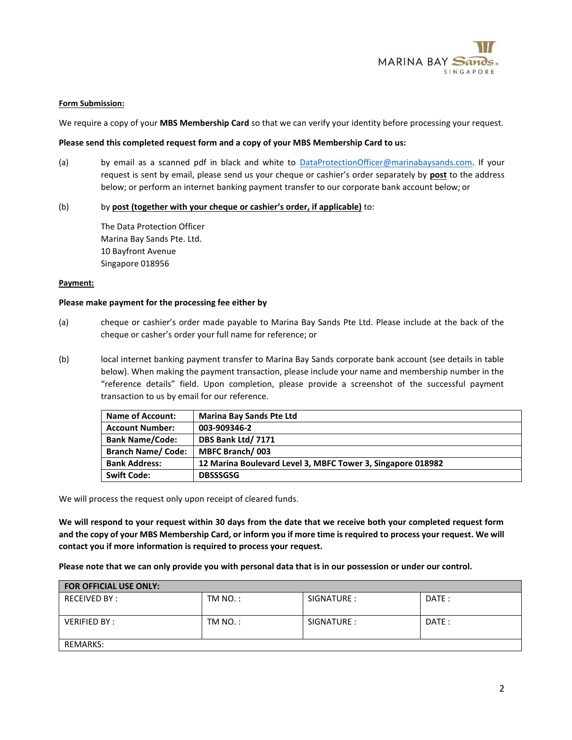**Form Submission:**

We require a copy of your **MBS Membership Card** so that we can verify your identity before processing your request.

**Please send this completed request form and a copy of your MBS Membership Card to us:**

(a) by email as a scanned pdf in black and white to DataProtectionOfficer@marinabaysands.com. If your request is sent by email, please send us your cheque or cashier's order separately by **post** to the address below; or perform an internet banking payment transfer to our corporate bank account below; or

(b) by **post (together with your cheque or cashier's order, if applicable)** to:

The Data Protection Officer
Marina Bay Sands Pte. Ltd.
10 Bayfront Avenue
Singapore 018956

**Payment:**

**Please make payment for the processing fee either by**

(a) cheque or cashier's order made payable to Marina Bay Sands Pte Ltd. Please include at the back of the cheque or casher's order your full name for reference; or

(b) local internet banking payment transfer to Marina Bay Sands corporate bank account (see details in table below). When making the payment transaction, please include your name and membership number in the "reference details" field. Upon completion, please provide a screenshot of the successful payment transaction to us by email for our reference.

| | |
|---|---|
| **Name of Account:** | **Marina Bay Sands Pte Ltd** |
| **Account Number:** | **003-909346-2** |
| **Bank Name/Code:** | **DBS Bank Ltd/ 7171** |
| **Branch Name/ Code:** | **MBFC Branch/ 003** |
| **Bank Address:** | **12 Marina Boulevard Level 3, MBFC Tower 3, Singapore 018982** |
| **Swift Code:** | **DBSSSGSG** |

We will process the request only upon receipt of cleared funds.

**We will respond to your request within 30 days from the date that we receive both your completed request form and the copy of your MBS Membership Card, or inform you if more time is required to process your request. We will contact you if more information is required to process your request.**

**Please note that we can only provide you with personal data that is in our possession or under our control.**

| FOR OFFICIAL USE ONLY: | | | |
|---|---|---|---|
| RECEIVED BY : | TM NO. : | SIGNATURE : | DATE : |
| VERIFIED BY : | TM NO. : | SIGNATURE : | DATE : |
| REMARKS: | | | |